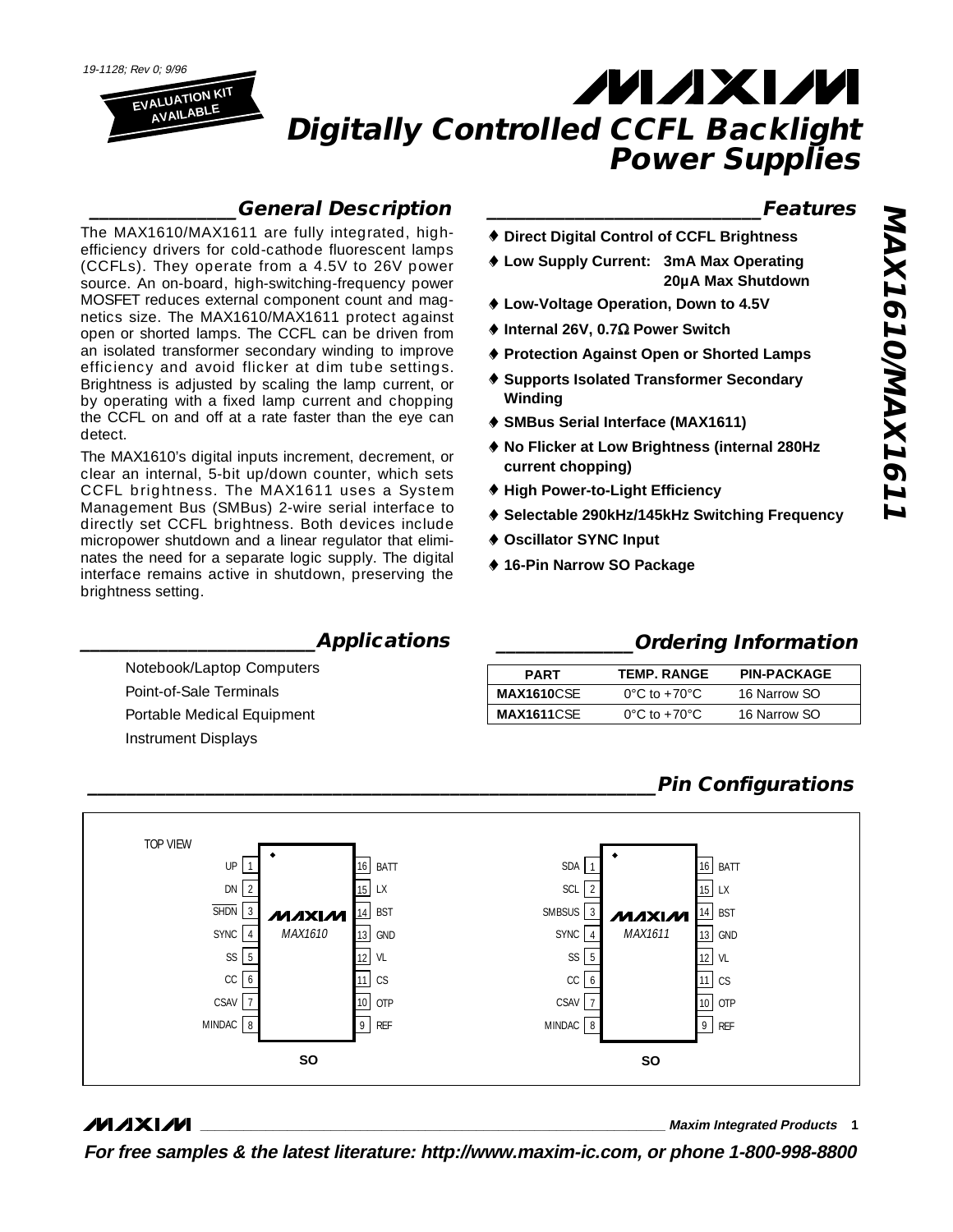19-1128; Rev 0; 9/96

EVALUATION KIT AVAILABLE

# Digitally Controlled CCFL Backlight Power Supplies

## General Description

The MAX1610/MAX1611 are fully integrated, high-efficiency drivers for cold-cathode fluorescent lamps (CCFLs). They operate from a 4.5V to 26V power source. An on-board, high-switching-frequency power MOSFET reduces external component count and magnetics size. The MAX1610/MAX1611 protect against open or shorted lamps. The CCFL can be driven from an isolated transformer secondary winding to improve efficiency and avoid flicker at dim tube settings. Brightness is adjusted by scaling the lamp current, or by operating with a fixed lamp current and chopping the CCFL on and off at a rate faster than the eye can detect.

The MAX1610's digital inputs increment, decrement, or clear an internal, 5-bit up/down counter, which sets CCFL brightness. The MAX1611 uses a System Management Bus (SMBus) 2-wire serial interface to directly set CCFL brightness. Both devices include micropower shutdown and a linear regulator that eliminates the need for a separate logic supply. The digital interface remains active in shutdown, preserving the brightness setting.

## Features

- **Direct Digital Control of CCFL Brightness**
- **Low Supply Current: 3mA Max Operating, 20µA Max Shutdown**
- **Low-Voltage Operation, Down to 4.5V**
- **Internal 26V, 0.7Ω Power Switch**
- **Protection Against Open or Shorted Lamps**
- **Supports Isolated Transformer Secondary Winding**
- **SMBus Serial Interface (MAX1611)**
- **No Flicker at Low Brightness (internal 280Hz current chopping)**
- **High Power-to-Light Efficiency**
- **Selectable 290kHz/145kHz Switching Frequency**
- **Oscillator SYNC Input**
- **16-Pin Narrow SO Package**

## Applications

Notebook/Laptop Computers

Point-of-Sale Terminals

Portable Medical Equipment

Instrument Displays

## Ordering Information

| PART | TEMP. RANGE | PIN-PACKAGE |
|---|---|---|
| **MAX1610**CSE | 0°C to +70°C | 16 Narrow SO |
| **MAX1611**CSE | 0°C to +70°C | 16 Narrow SO |

## Pin Configurations

TOP VIEW

**MAX1610 (SO)**

| Pin | Name | Pin | Name |
|---|---|---|---|
| 1 | UP | 16 | BATT |
| 2 | DN | 15 | LX |
| 3 | $\overline{SHDN}$ | 14 | BST |
| 4 | SYNC | 13 | GND |
| 5 | SS | 12 | VL |
| 6 | CC | 11 | CS |
| 7 | CSAV | 10 | OTP |
| 8 | MINDAC | 9 | REF |

**MAX1611 (SO)**

| Pin | Name | Pin | Name |
|---|---|---|---|
| 1 | SDA | 16 | BATT |
| 2 | SCL | 15 | LX |
| 3 | SMBSUS | 14 | BST |
| 4 | SYNC | 13 | GND |
| 5 | SS | 12 | VL |
| 6 | CC | 11 | CS |
| 7 | CSAV | 10 | OTP |
| 8 | MINDAC | 9 | REF |

Maxim Integrated Products

**For free samples & the latest literature: http://www.maxim-ic.com, or phone 1-800-998-8800**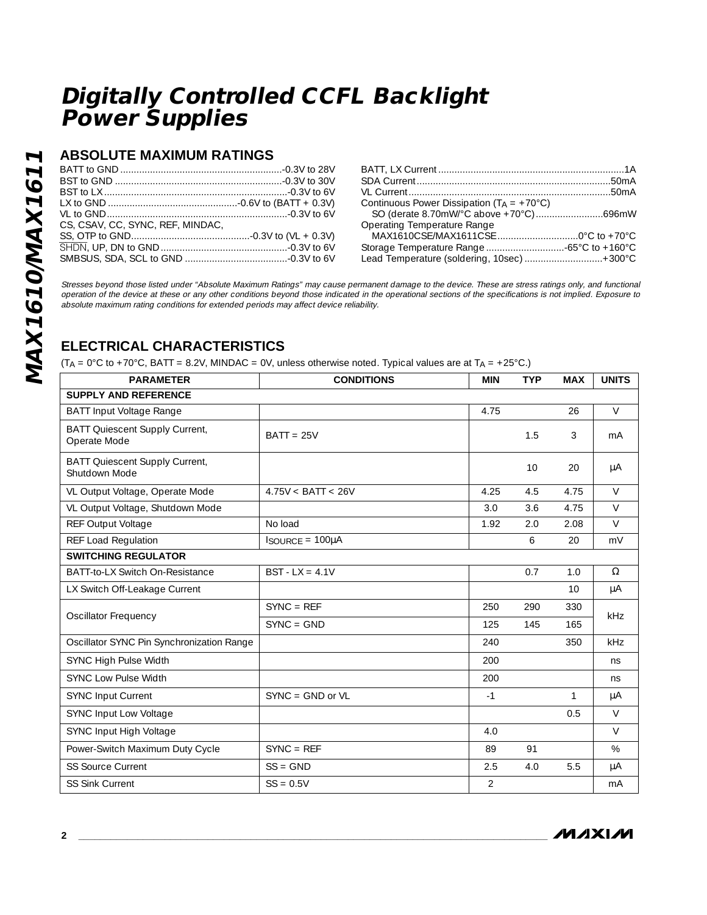# Digitally Controlled CCFL Backlight Power Supplies

## ABSOLUTE MAXIMUM RATINGS

BATT to GND ...........................................................-0.3V to 28V
BST to GND .............................................................-0.3V to 30V
BST to LX...................................................................-0.3V to 6V
LX to GND ................................................-0.6V to (BATT + 0.3V)
VL to GND..................................................................-0.3V to 6V
CS, CSAV, CC, SYNC, REF, MINDAC,
SS, OTP to GND...........................................-0.3V to (VL + 0.3V)
SHDN, UP, DN to GND ..............................................-0.3V to 6V
SMBSUS, SDA, SCL to GND ......................................-0.3V to 6V

BATT, LX Current ...................................................................1A
SDA Current.......................................................................50mA
VL Current..........................................................................50mA
Continuous Power Dissipation ($T_A$ = +70°C)
SO (derate 8.70mW/°C above +70°C).........................696mW
Operating Temperature Range
MAX1610CSE/MAX1611CSE.............................0°C to +70°C
Storage Temperature Range .............................-65°C to +160°C
Lead Temperature (soldering, 10sec) .............................+300°C

*Stresses beyond those listed under "Absolute Maximum Ratings" may cause permanent damage to the device. These are stress ratings only, and functional operation of the device at these or any other conditions beyond those indicated in the operational sections of the specifications is not implied. Exposure to absolute maximum rating conditions for extended periods may affect device reliability.*

## ELECTRICAL CHARACTERISTICS

($T_A$ = 0°C to +70°C, BATT = 8.2V, MINDAC = 0V, unless otherwise noted. Typical values are at $T_A$ = +25°C.)

| PARAMETER | CONDITIONS | MIN | TYP | MAX | UNITS |
|---|---|---|---|---|---|
| **SUPPLY AND REFERENCE** | | | | | |
| BATT Input Voltage Range | | 4.75 | | 26 | V |
| BATT Quiescent Supply Current, Operate Mode | BATT = 25V | | 1.5 | 3 | mA |
| BATT Quiescent Supply Current, Shutdown Mode | | | 10 | 20 | µA |
| VL Output Voltage, Operate Mode | 4.75V < BATT < 26V | 4.25 | 4.5 | 4.75 | V |
| VL Output Voltage, Shutdown Mode | | 3.0 | 3.6 | 4.75 | V |
| REF Output Voltage | No load | 1.92 | 2.0 | 2.08 | V |
| REF Load Regulation | $I_{SOURCE}$ = 100µA | | 6 | 20 | mV |
| **SWITCHING REGULATOR** | | | | | |
| BATT-to-LX Switch On-Resistance | BST - LX = 4.1V | | 0.7 | 1.0 | Ω |
| LX Switch Off-Leakage Current | | | | 10 | µA |
| Oscillator Frequency | SYNC = REF | 250 | 290 | 330 | kHz |
| | SYNC = GND | 125 | 145 | 165 | |
| Oscillator SYNC Pin Synchronization Range | | 240 | | 350 | kHz |
| SYNC High Pulse Width | | 200 | | | ns |
| SYNC Low Pulse Width | | 200 | | | ns |
| SYNC Input Current | SYNC = GND or VL | -1 | | 1 | µA |
| SYNC Input Low Voltage | | | | 0.5 | V |
| SYNC Input High Voltage | | 4.0 | | | V |
| Power-Switch Maximum Duty Cycle | SYNC = REF | 89 | 91 | | % |
| SS Source Current | SS = GND | 2.5 | 4.0 | 5.5 | µA |
| SS Sink Current | SS = 0.5V | 2 | | | mA |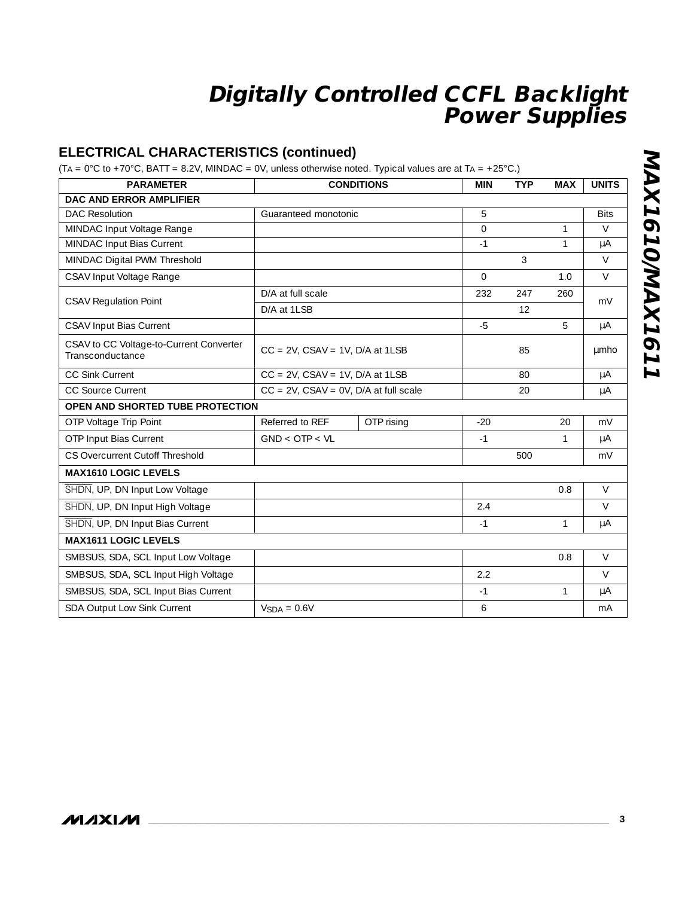## ELECTRICAL CHARACTERISTICS (continued)

($T_A$ = 0°C to +70°C, BATT = 8.2V, MINDAC = 0V, unless otherwise noted. Typical values are at $T_A$ = +25°C.)

| PARAMETER | CONDITIONS | | MIN | TYP | MAX | UNITS |
|---|---|---|---|---|---|---|
| **DAC AND ERROR AMPLIFIER** | | | | | | |
| DAC Resolution | Guaranteed monotonic | | 5 | | | Bits |
| MINDAC Input Voltage Range | | | 0 | | 1 | V |
| MINDAC Input Bias Current | | | -1 | | 1 | µA |
| MINDAC Digital PWM Threshold | | | | 3 | | V |
| CSAV Input Voltage Range | | | 0 | | 1.0 | V |
| CSAV Regulation Point | D/A at full scale | | 232 | 247 | 260 | mV |
| | D/A at 1LSB | | | 12 | | |
| CSAV Input Bias Current | | | -5 | | 5 | µA |
| CSAV to CC Voltage-to-Current Converter Transconductance | CC = 2V, CSAV = 1V, D/A at 1LSB | | | 85 | | µmho |
| CC Sink Current | CC = 2V, CSAV = 1V, D/A at 1LSB | | | 80 | | µA |
| CC Source Current | CC = 2V, CSAV = 0V, D/A at full scale | | | 20 | | µA |
| **OPEN AND SHORTED TUBE PROTECTION** | | | | | | |
| OTP Voltage Trip Point | Referred to REF | OTP rising | -20 | | 20 | mV |
| OTP Input Bias Current | GND < OTP < VL | | -1 | | 1 | µA |
| CS Overcurrent Cutoff Threshold | | | | 500 | | mV |
| **MAX1610 LOGIC LEVELS** | | | | | | |
| $\overline{\text{SHDN}}$, UP, DN Input Low Voltage | | | | | 0.8 | V |
| $\overline{\text{SHDN}}$, UP, DN Input High Voltage | | | 2.4 | | | V |
| $\overline{\text{SHDN}}$, UP, DN Input Bias Current | | | -1 | | 1 | µA |
| **MAX1611 LOGIC LEVELS** | | | | | | |
| SMBSUS, SDA, SCL Input Low Voltage | | | | | 0.8 | V |
| SMBSUS, SDA, SCL Input High Voltage | | | 2.2 | | | V |
| SMBSUS, SDA, SCL Input Bias Current | | | -1 | | 1 | µA |
| SDA Output Low Sink Current | $V_{SDA}$ = 0.6V | | 6 | | | mA |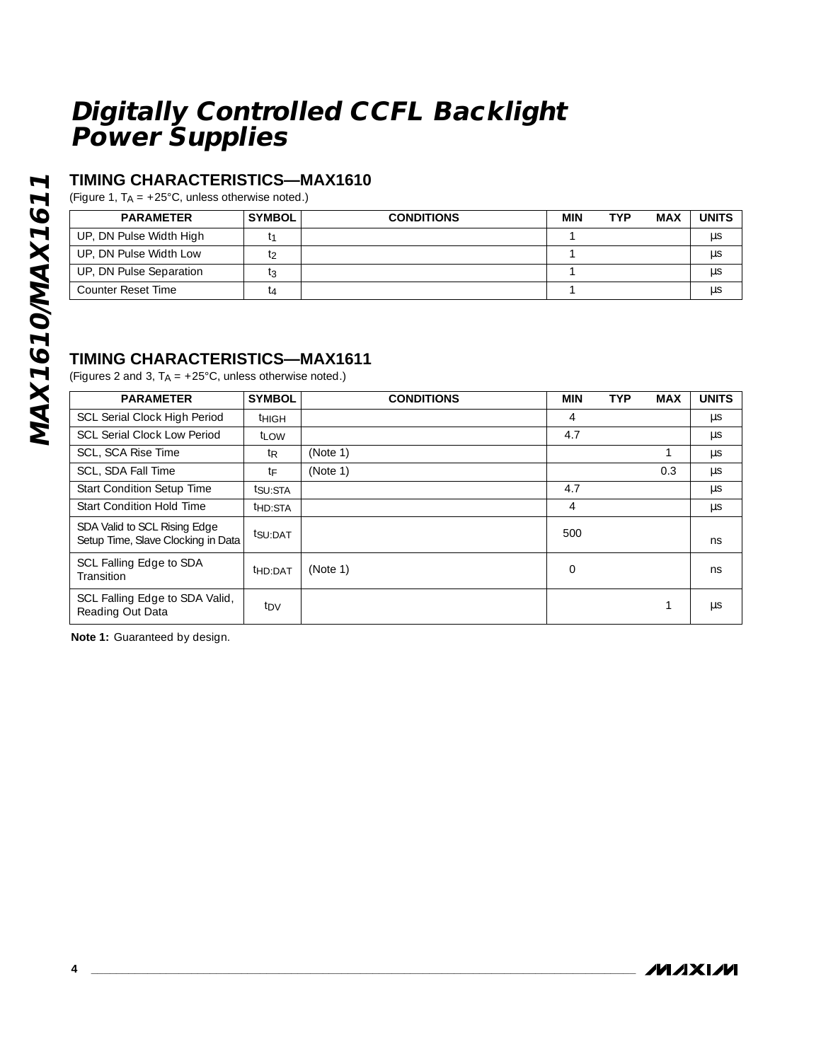# Digitally Controlled CCFL Backlight Power Supplies

## TIMING CHARACTERISTICS—MAX1610

(Figure 1, $T_A$ = +25°C, unless otherwise noted.)

| PARAMETER | SYMBOL | CONDITIONS | MIN | TYP | MAX | UNITS |
|---|---|---|---|---|---|---|
| UP, DN Pulse Width High | $t_1$ | | 1 | | | µs |
| UP, DN Pulse Width Low | $t_2$ | | 1 | | | µs |
| UP, DN Pulse Separation | $t_3$ | | 1 | | | µs |
| Counter Reset Time | $t_4$ | | 1 | | | µs |

## TIMING CHARACTERISTICS—MAX1611

(Figures 2 and 3, $T_A$ = +25°C, unless otherwise noted.)

| PARAMETER | SYMBOL | CONDITIONS | MIN | TYP | MAX | UNITS |
|---|---|---|---|---|---|---|
| SCL Serial Clock High Period | $t_{HIGH}$ | | 4 | | | µs |
| SCL Serial Clock Low Period | $t_{LOW}$ | | 4.7 | | | µs |
| SCL, SCA Rise Time | $t_R$ | (Note 1) | | | 1 | µs |
| SCL, SDA Fall Time | $t_F$ | (Note 1) | | | 0.3 | µs |
| Start Condition Setup Time | $t_{SU:STA}$ | | 4.7 | | | µs |
| Start Condition Hold Time | $t_{HD:STA}$ | | 4 | | | µs |
| SDA Valid to SCL Rising Edge Setup Time, Slave Clocking in Data | $t_{SU:DAT}$ | | 500 | | | ns |
| SCL Falling Edge to SDA Transition | $t_{HD:DAT}$ | (Note 1) | 0 | | | ns |
| SCL Falling Edge to SDA Valid, Reading Out Data | $t_{DV}$ | | | | 1 | µs |

**Note 1:** Guaranteed by design.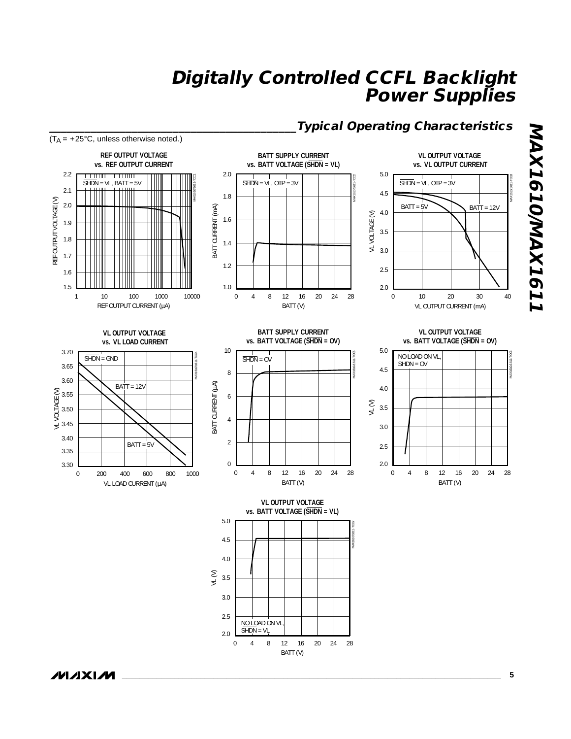## Typical Operating Characteristics

($T_A$ = +25°C, unless otherwise noted.)

**REF OUTPUT VOLTAGE vs. REF OUTPUT CURRENT**

SHDN = VL, BATT = 5V

REF OUTPUT VOLTAGE (V) vs. REF OUTPUT CURRENT (µA)

**BATT SUPPLY CURRENT vs. BATT VOLTAGE (SHDN = VL)**

SHDN = VL, OTP = 3V

BATT CURRENT (mA) vs. BATT (V)

**VL OUTPUT VOLTAGE vs. VL OUTPUT CURRENT**

SHDN = VL, OTP = 3V

BATT = 5V, BATT = 12V

VL VOLTAGE (V) vs. VL OUTPUT CURRENT (mA)

**VL OUTPUT VOLTAGE vs. VL LOAD CURRENT**

SHDN = GND

BATT = 12V, BATT = 5V

VL VOLTAGE (V) vs. VL LOAD CURRENT (µA)

**BATT SUPPLY CURRENT vs. BATT VOLTAGE (SHDN = 0V)**

SHDN = 0V

BATT CURRENT (µA) vs. BATT (V)

**VL OUTPUT VOLTAGE vs. BATT VOLTAGE (SHDN = 0V)**

NO LOAD ON VL, SHDN = 0V

VL (V) vs. BATT (V)

**VL OUTPUT VOLTAGE vs. BATT VOLTAGE (SHDN = VL)**

NO LOAD ON VL, SHDN = VL

VL (V) vs. BATT (V)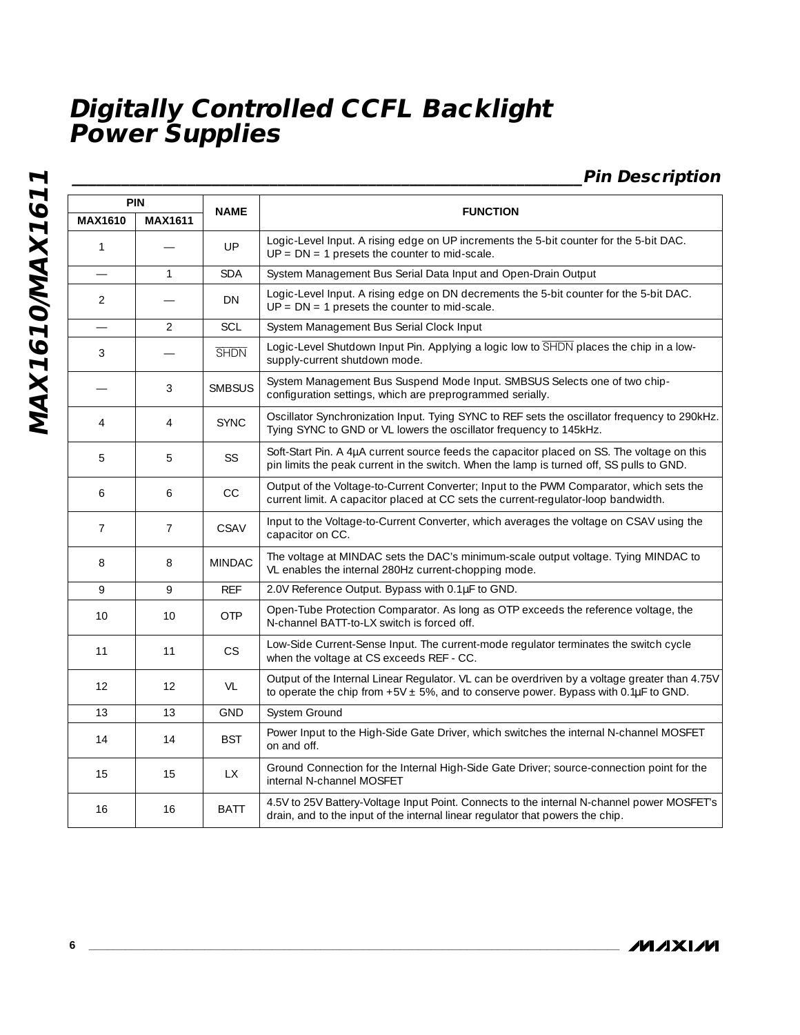## Pin Description

| PIN | | NAME | FUNCTION |
|---|---|---|---|
| MAX1610 | MAX1611 | | |
| 1 | — | UP | Logic-Level Input. A rising edge on UP increments the 5-bit counter for the 5-bit DAC. UP = DN = 1 presets the counter to mid-scale. |
| — | 1 | SDA | System Management Bus Serial Data Input and Open-Drain Output |
| 2 | — | DN | Logic-Level Input. A rising edge on DN decrements the 5-bit counter for the 5-bit DAC. UP = DN = 1 presets the counter to mid-scale. |
| — | 2 | SCL | System Management Bus Serial Clock Input |
| 3 | — | $\overline{SHDN}$ | Logic-Level Shutdown Input Pin. Applying a logic low to $\overline{SHDN}$ places the chip in a low-supply-current shutdown mode. |
| — | 3 | SMBSUS | System Management Bus Suspend Mode Input. SMBSUS Selects one of two chip-configuration settings, which are preprogrammed serially. |
| 4 | 4 | SYNC | Oscillator Synchronization Input. Tying SYNC to REF sets the oscillator frequency to 290kHz. Tying SYNC to GND or VL lowers the oscillator frequency to 145kHz. |
| 5 | 5 | SS | Soft-Start Pin. A 4µA current source feeds the capacitor placed on SS. The voltage on this pin limits the peak current in the switch. When the lamp is turned off, SS pulls to GND. |
| 6 | 6 | CC | Output of the Voltage-to-Current Converter; Input to the PWM Comparator, which sets the current limit. A capacitor placed at CC sets the current-regulator-loop bandwidth. |
| 7 | 7 | CSAV | Input to the Voltage-to-Current Converter, which averages the voltage on CSAV using the capacitor on CC. |
| 8 | 8 | MINDAC | The voltage at MINDAC sets the DAC's minimum-scale output voltage. Tying MINDAC to VL enables the internal 280Hz current-chopping mode. |
| 9 | 9 | REF | 2.0V Reference Output. Bypass with 0.1µF to GND. |
| 10 | 10 | OTP | Open-Tube Protection Comparator. As long as OTP exceeds the reference voltage, the N-channel BATT-to-LX switch is forced off. |
| 11 | 11 | CS | Low-Side Current-Sense Input. The current-mode regulator terminates the switch cycle when the voltage at CS exceeds REF - CC. |
| 12 | 12 | VL | Output of the Internal Linear Regulator. VL can be overdriven by a voltage greater than 4.75V to operate the chip from +5V ± 5%, and to conserve power. Bypass with 0.1µF to GND. |
| 13 | 13 | GND | System Ground |
| 14 | 14 | BST | Power Input to the High-Side Gate Driver, which switches the internal N-channel MOSFET on and off. |
| 15 | 15 | LX | Ground Connection for the Internal High-Side Gate Driver; source-connection point for the internal N-channel MOSFET |
| 16 | 16 | BATT | 4.5V to 25V Battery-Voltage Input Point. Connects to the internal N-channel power MOSFET's drain, and to the input of the internal linear regulator that powers the chip. |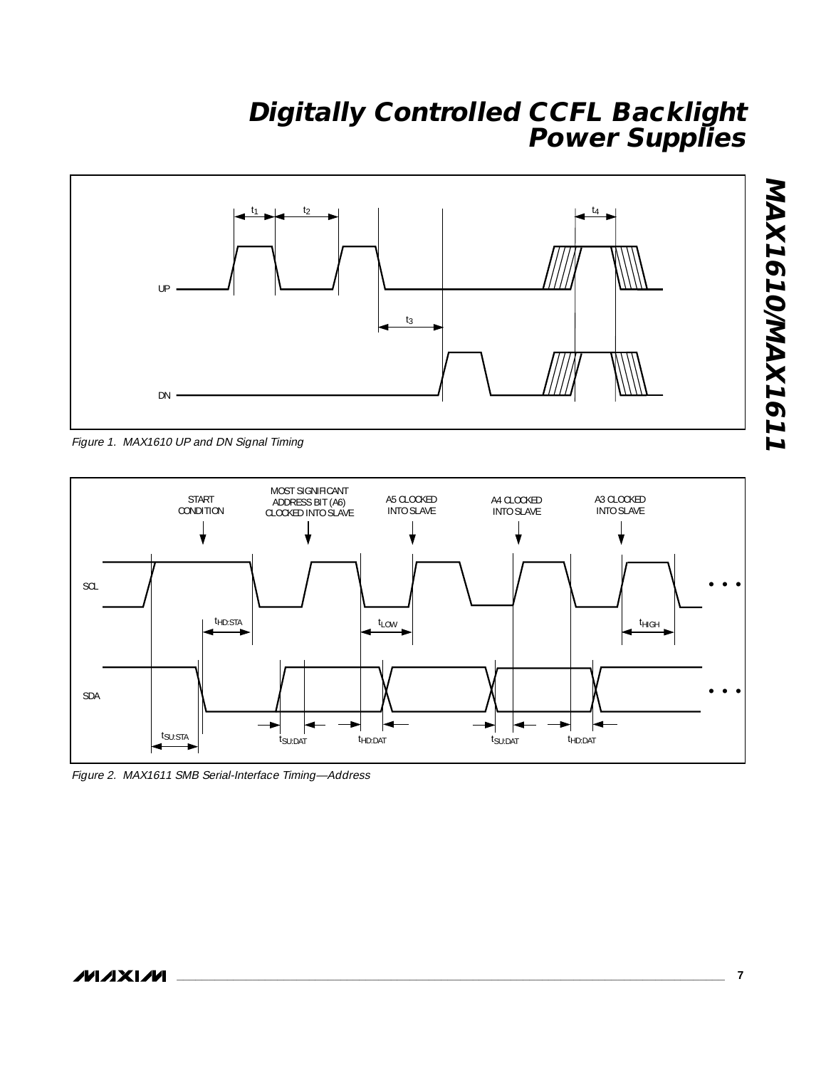Figure 1. MAX1610 UP and DN Signal Timing

Figure 2. MAX1611 SMB Serial-Interface Timing—Address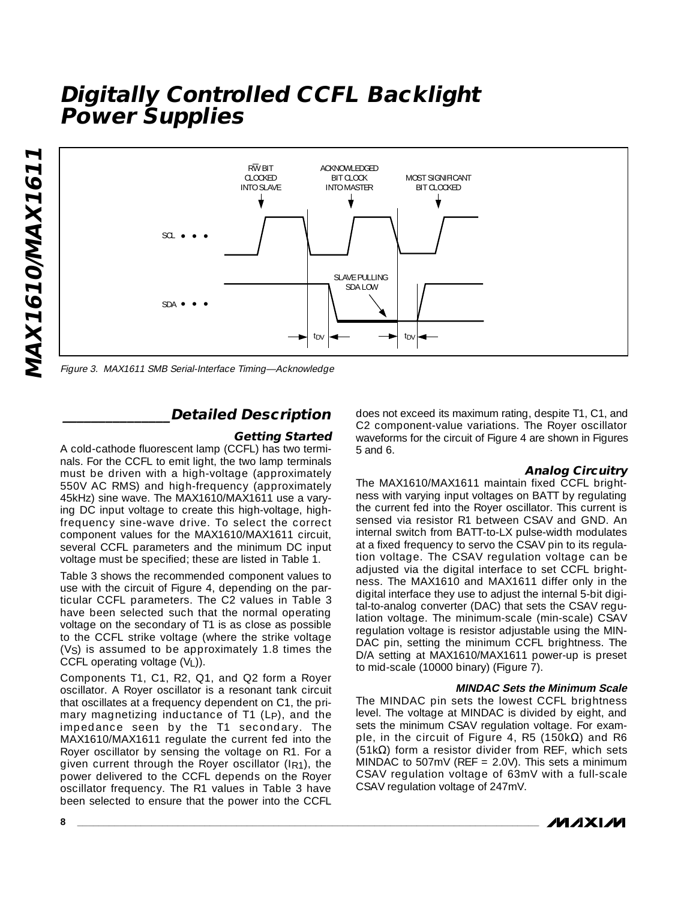Figure 3. MAX1611 SMB Serial-Interface Timing—Acknowledge

## Detailed Description

### Getting Started

A cold-cathode fluorescent lamp (CCFL) has two terminals. For the CCFL to emit light, the two lamp terminals must be driven with a high-voltage (approximately 550V AC RMS) and high-frequency (approximately 45kHz) sine wave. The MAX1610/MAX1611 use a varying DC input voltage to create this high-voltage, high-frequency sine-wave drive. To select the correct component values for the MAX1610/MAX1611 circuit, several CCFL parameters and the minimum DC input voltage must be specified; these are listed in Table 1.

Table 3 shows the recommended component values to use with the circuit of Figure 4, depending on the particular CCFL parameters. The C2 values in Table 3 have been selected such that the normal operating voltage on the secondary of T1 is as close as possible to the CCFL strike voltage (where the strike voltage ($V_S$) is assumed to be approximately 1.8 times the CCFL operating voltage ($V_L$)).

Components T1, C1, R2, Q1, and Q2 form a Royer oscillator. A Royer oscillator is a resonant tank circuit that oscillates at a frequency dependent on C1, the primary magnetizing inductance of T1 ($L_P$), and the impedance seen by the T1 secondary. The MAX1610/MAX1611 regulate the current fed into the Royer oscillator by sensing the voltage on R1. For a given current through the Royer oscillator ($I_{R1}$), the power delivered to the CCFL depends on the Royer oscillator frequency. The R1 values in Table 3 have been selected to ensure that the power into the CCFL does not exceed its maximum rating, despite T1, C1, and C2 component-value variations. The Royer oscillator waveforms for the circuit of Figure 4 are shown in Figures 5 and 6.

### Analog Circuitry

The MAX1610/MAX1611 maintain fixed CCFL brightness with varying input voltages on BATT by regulating the current fed into the Royer oscillator. This current is sensed via resistor R1 between CSAV and GND. An internal switch from BATT-to-LX pulse-width modulates at a fixed frequency to servo the CSAV pin to its regulation voltage. The CSAV regulation voltage can be adjusted via the digital interface to set CCFL brightness. The MAX1610 and MAX1611 differ only in the digital interface they use to adjust the internal 5-bit digital-to-analog converter (DAC) that sets the CSAV regulation voltage. The minimum-scale (min-scale) CSAV regulation voltage is resistor adjustable using the MINDAC pin, setting the minimum CCFL brightness. The D/A setting at MAX1610/MAX1611 power-up is preset to mid-scale (10000 binary) (Figure 7).

#### MINDAC Sets the Minimum Scale

The MINDAC pin sets the lowest CCFL brightness level. The voltage at MINDAC is divided by eight, and sets the minimum CSAV regulation voltage. For example, in the circuit of Figure 4, R5 (150kΩ) and R6 (51kΩ) form a resistor divider from REF, which sets MINDAC to 507mV (REF = 2.0V). This sets a minimum CSAV regulation voltage of 63mV with a full-scale CSAV regulation voltage of 247mV.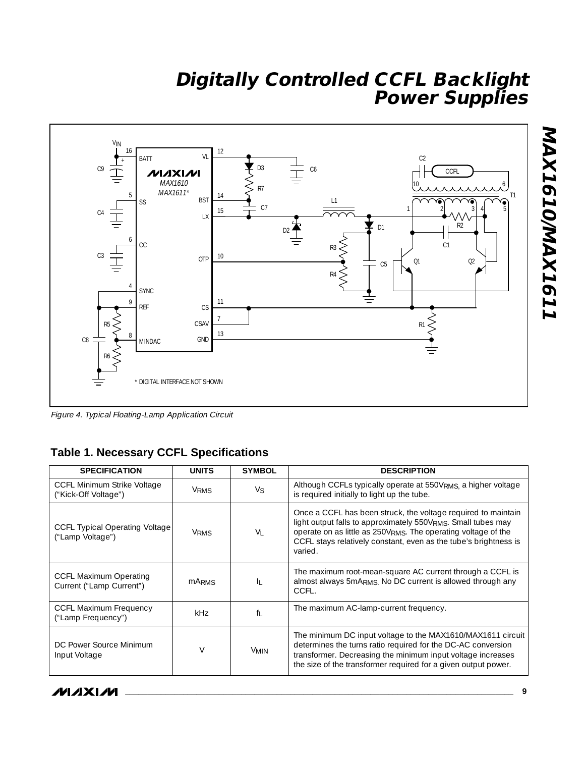Figure 4. Typical Floating-Lamp Application Circuit

## Table 1. Necessary CCFL Specifications

| SPECIFICATION | UNITS | SYMBOL | DESCRIPTION |
|---|---|---|---|
| CCFL Minimum Strike Voltage ("Kick-Off Voltage") | $V_{RMS}$ | $V_S$ | Although CCFLs typically operate at $550V_{RMS}$, a higher voltage is required initially to light up the tube. |
| CCFL Typical Operating Voltage ("Lamp Voltage") | $V_{RMS}$ | $V_L$ | Once a CCFL has been struck, the voltage required to maintain light output falls to approximately $550V_{RMS}$. Small tubes may operate on as little as $250V_{RMS}$. The operating voltage of the CCFL stays relatively constant, even as the tube's brightness is varied. |
| CCFL Maximum Operating Current ("Lamp Current") | $mA_{RMS}$ | $I_L$ | The maximum root-mean-square AC current through a CCFL is almost always $5mA_{RMS}$. No DC current is allowed through any CCFL. |
| CCFL Maximum Frequency ("Lamp Frequency") | kHz | $f_L$ | The maximum AC-lamp-current frequency. |
| DC Power Source Minimum Input Voltage | V | $V_{MIN}$ | The minimum DC input voltage to the MAX1610/MAX1611 circuit determines the turns ratio required for the DC-AC conversion transformer. Decreasing the minimum input voltage increases the size of the transformer required for a given output power. |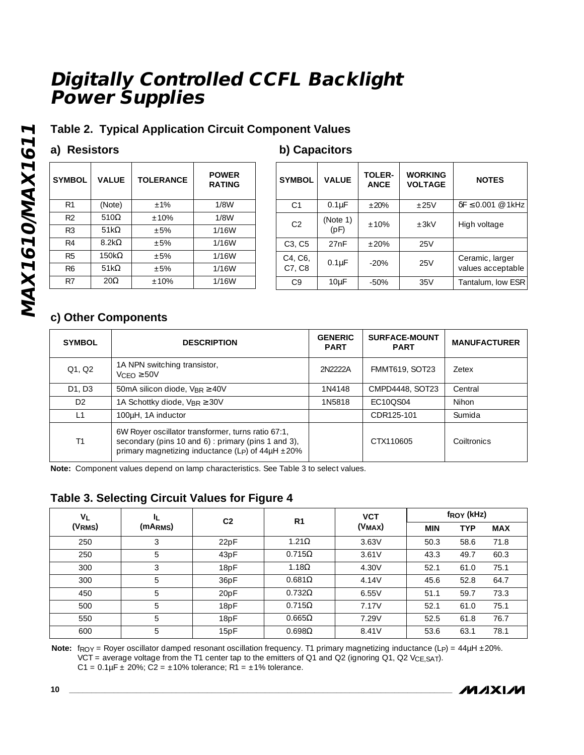## Table 2. Typical Application Circuit Component Values

### a) Resistors

| SYMBOL | VALUE | TOLERANCE | POWER RATING |
|---|---|---|---|
| R1 | (Note) | ±1% | 1/8W |
| R2 | 510Ω | ±10% | 1/8W |
| R3 | 51kΩ | ±5% | 1/16W |
| R4 | 8.2kΩ | ±5% | 1/16W |
| R5 | 150kΩ | ±5% | 1/16W |
| R6 | 51kΩ | ±5% | 1/16W |
| R7 | 20Ω | ±10% | 1/16W |

### b) Capacitors

| SYMBOL | VALUE | TOLER-ANCE | WORKING VOLTAGE | NOTES |
|---|---|---|---|---|
| C1 | 0.1µF | ±20% | ±25V | δF ≤ 0.001 @1kHz |
| C2 | (Note 1) (pF) | ±10% | ±3kV | High voltage |
| C3, C5 | 27nF | ±20% | 25V | |
| C4, C6, C7, C8 | 0.1µF | -20% | 25V | Ceramic, larger values acceptable |
| C9 | 10µF | -50% | 35V | Tantalum, low ESR |

### c) Other Components

| SYMBOL | DESCRIPTION | GENERIC PART | SURFACE-MOUNT PART | MANUFACTURER |
|---|---|---|---|---|
| Q1, Q2 | 1A NPN switching transistor, $V_{CEO}$ ≥ 50V | 2N2222A | FMMT619, SOT23 | Zetex |
| D1, D3 | 50mA silicon diode, $V_{BR}$ ≥ 40V | 1N4148 | CMPD4448, SOT23 | Central |
| D2 | 1A Schottky diode, $V_{BR}$ ≥ 30V | 1N5818 | EC10QS04 | Nihon |
| L1 | 100µH, 1A inductor | | CDR125-101 | Sumida |
| T1 | 6W Royer oscillator transformer, turns ratio 67:1, secondary (pins 10 and 6) : primary (pins 1 and 3), primary magnetizing inductance ($L_P$) of 44µH ±20% | | CTX110605 | Coiltronics |

**Note:** Component values depend on lamp characteristics. See Table 3 to select values.

## Table 3. Selecting Circuit Values for Figure 4

| $V_L$ ($V_{RMS}$) | $I_L$ ($mA_{RMS}$) | C2 | R1 | VCT ($V_{MAX}$) | $f_{ROY}$ (kHz) | | |
|---|---|---|---|---|---|---|---|
| | | | | | MIN | TYP | MAX |
| 250 | 3 | 22pF | 1.21Ω | 3.63V | 50.3 | 58.6 | 71.8 |
| 250 | 5 | 43pF | 0.715Ω | 3.61V | 43.3 | 49.7 | 60.3 |
| 300 | 3 | 18pF | 1.18Ω | 4.30V | 52.1 | 61.0 | 75.1 |
| 300 | 5 | 36pF | 0.681Ω | 4.14V | 45.6 | 52.8 | 64.7 |
| 450 | 5 | 20pF | 0.732Ω | 6.55V | 51.1 | 59.7 | 73.3 |
| 500 | 5 | 18pF | 0.715Ω | 7.17V | 52.1 | 61.0 | 75.1 |
| 550 | 5 | 18pF | 0.665Ω | 7.29V | 52.5 | 61.8 | 76.7 |
| 600 | 5 | 15pF | 0.698Ω | 8.41V | 53.6 | 63.1 | 78.1 |

**Note:** $f_{ROY}$ = Royer oscillator damped resonant oscillation frequency. T1 primary magnetizing inductance ($L_P$) = 44µH ±20%.
VCT = average voltage from the T1 center tap to the emitters of Q1 and Q2 (ignoring Q1, Q2 $V_{CE,SAT}$).
C1 = 0.1µF ± 20%; C2 = ±10% tolerance; R1 = ±1% tolerance.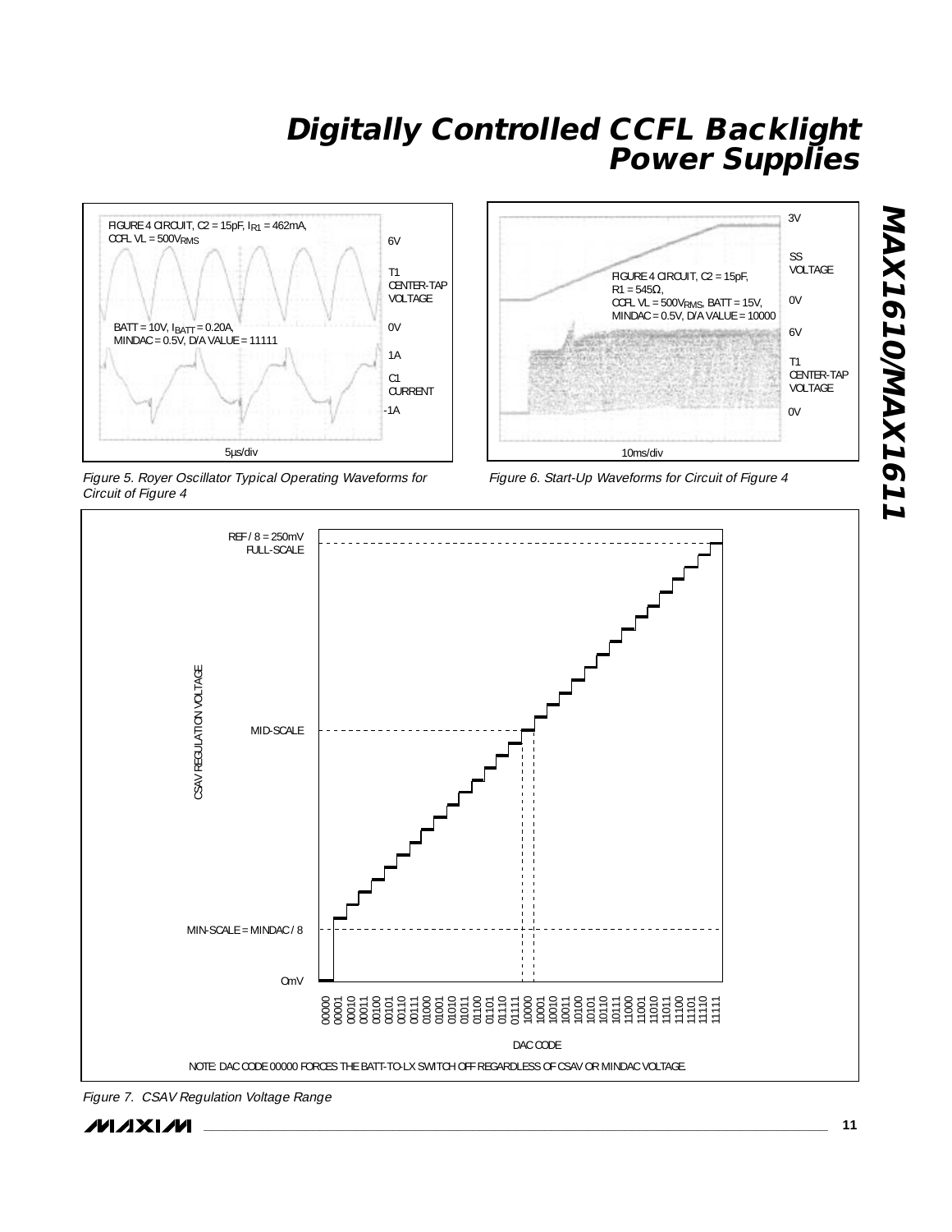FIGURE 4 CIRCUIT, C2 = 15pF, $I_{R1}$ = 462mA, CCFL VL = 500$V_{RMS}$

BATT = 10V, $I_{BATT}$ = 0.20A, MINDAC = 0.5V, D/A VALUE = 11111

Figure 5. Royer Oscillator Typical Operating Waveforms for Circuit of Figure 4

FIGURE 4 CIRCUIT, C2 = 15pF, R1 = 545Ω, CCFL VL = 500$V_{RMS}$, BATT = 15V, MINDAC = 0.5V, D/A VALUE = 10000

Figure 6. Start-Up Waveforms for Circuit of Figure 4

NOTE: DAC CODE 00000 FORCES THE BATT-TO-LX SWITCH OFF REGARDLESS OF CSAV OR MINDAC VOLTAGE.

Figure 7. CSAV Regulation Voltage Range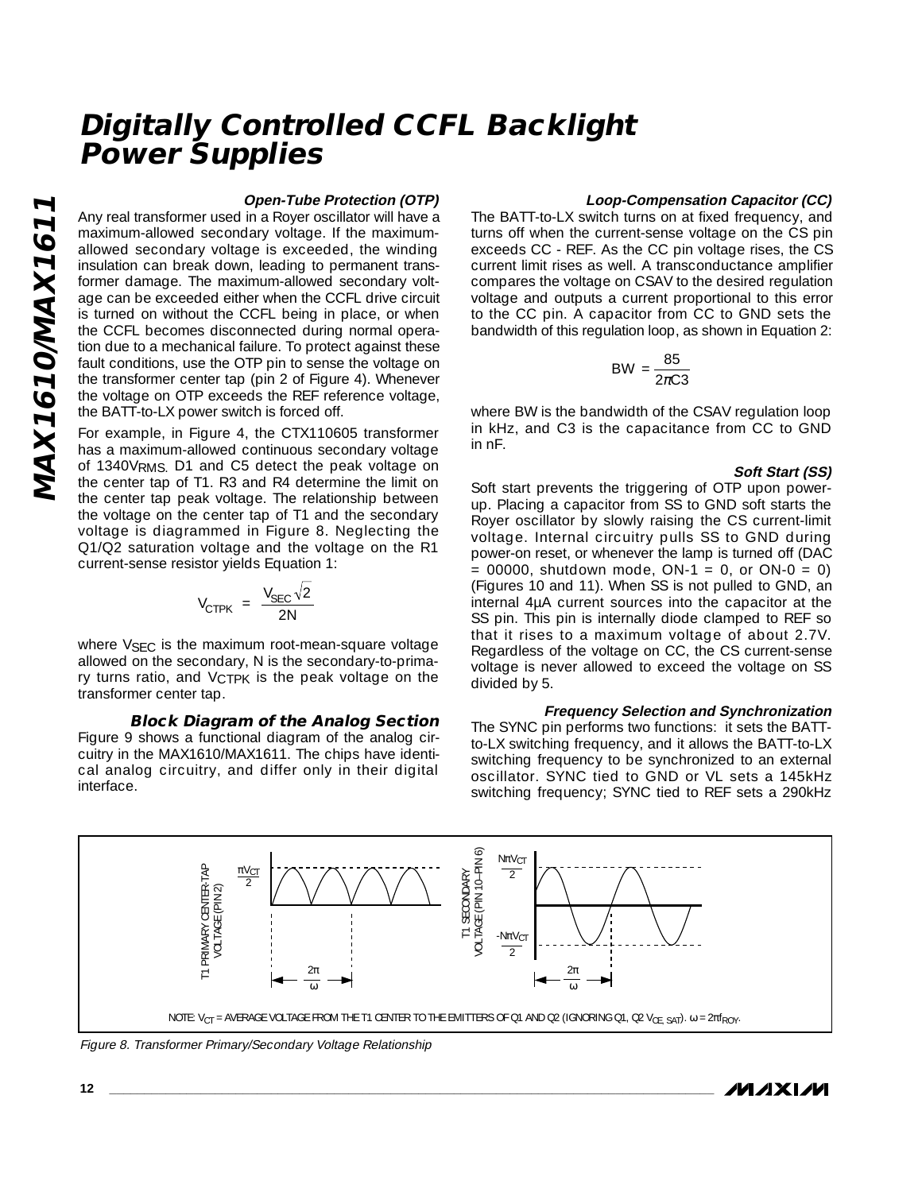### Open-Tube Protection (OTP)

Any real transformer used in a Royer oscillator will have a maximum-allowed secondary voltage. If the maximum-allowed secondary voltage is exceeded, the winding insulation can break down, leading to permanent transformer damage. The maximum-allowed secondary voltage can be exceeded either when the CCFL drive circuit is turned on without the CCFL being in place, or when the CCFL becomes disconnected during normal operation due to a mechanical failure. To protect against these fault conditions, use the OTP pin to sense the voltage on the transformer center tap (pin 2 of Figure 4). Whenever the voltage on OTP exceeds the REF reference voltage, the BATT-to-LX power switch is forced off.

For example, in Figure 4, the CTX110605 transformer has a maximum-allowed continuous secondary voltage of $1340V_{RMS}$. D1 and C5 detect the peak voltage on the center tap of T1. R3 and R4 determine the limit on the center tap peak voltage. The relationship between the voltage on the center tap of T1 and the secondary voltage is diagrammed in Figure 8. Neglecting the Q1/Q2 saturation voltage and the voltage on the R1 current-sense resistor yields Equation 1:

$$V_{CTPK} = \frac{V_{SEC}\sqrt{2}}{2N}$$

where $V_{SEC}$ is the maximum root-mean-square voltage allowed on the secondary, N is the secondary-to-primary turns ratio, and $V_{CTPK}$ is the peak voltage on the transformer center tap.

## Block Diagram of the Analog Section

Figure 9 shows a functional diagram of the analog circuitry in the MAX1610/MAX1611. The chips have identical analog circuitry, and differ only in their digital interface.

### Loop-Compensation Capacitor (CC)

The BATT-to-LX switch turns on at fixed frequency, and turns off when the current-sense voltage on the CS pin exceeds CC - REF. As the CC pin voltage rises, the CS current limit rises as well. A transconductance amplifier compares the voltage on CSAV to the desired regulation voltage and outputs a current proportional to this error to the CC pin. A capacitor from CC to GND sets the bandwidth of this regulation loop, as shown in Equation 2:

$$BW = \frac{85}{2\pi C3}$$

where BW is the bandwidth of the CSAV regulation loop in kHz, and C3 is the capacitance from CC to GND in nF.

### Soft Start (SS)

Soft start prevents the triggering of OTP upon power-up. Placing a capacitor from SS to GND soft starts the Royer oscillator by slowly raising the CS current-limit voltage. Internal circuitry pulls SS to GND during power-on reset, or whenever the lamp is turned off (DAC = 00000, shutdown mode, ON-1 = 0, or ON-0 = 0) (Figures 10 and 11). When SS is not pulled to GND, an internal 4µA current sources into the capacitor at the SS pin. This pin is internally diode clamped to REF so that it rises to a maximum voltage of about 2.7V. Regardless of the voltage on CC, the CS current-sense voltage is never allowed to exceed the voltage on SS divided by 5.

### Frequency Selection and Synchronization

The SYNC pin performs two functions: it sets the BATT-to-LX switching frequency, and it allows the BATT-to-LX switching frequency to be synchronized to an external oscillator. SYNC tied to GND or VL sets a 145kHz switching frequency; SYNC tied to REF sets a 290kHz

T1 PRIMARY CENTER-TAP VOLTAGE (PIN 2): peak $\frac{\pi V_{CT}}{2}$, period $\frac{2\pi}{\omega}$

T1 SECONDARY VOLTAGE (PIN 10–PIN 6): peaks $\frac{N\pi V_{CT}}{2}$ and $-\frac{N\pi V_{CT}}{2}$, period $\frac{2\pi}{\omega}$

NOTE: $V_{CT}$ = AVERAGE VOLTAGE FROM THE T1 CENTER TO THE EMITTERS OF Q1 AND Q2 (IGNORING Q1, Q2 $V_{CE, SAT}$). $\omega = 2\pi f_{ROY}$.

*Figure 8. Transformer Primary/Secondary Voltage Relationship*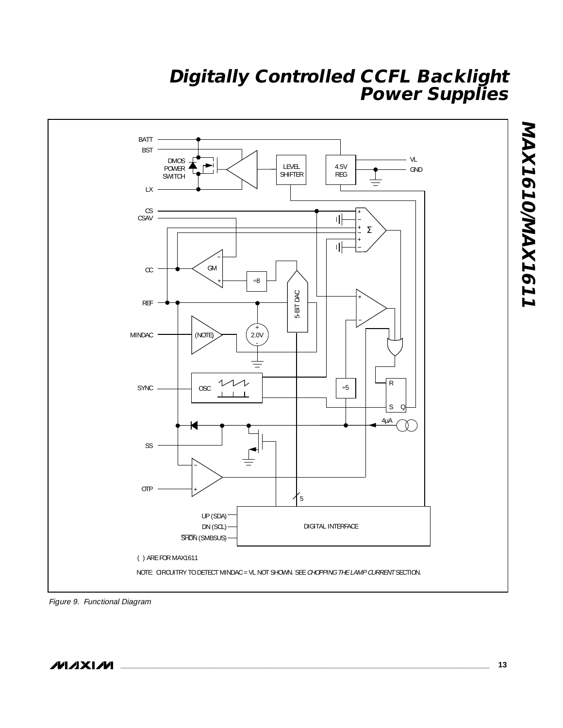BATT

BST

DMOS POWER SWITCH

LX

LEVEL SHIFTER

4.5V REG

VL

GND

CS

CSAV

Σ

CC

GM

÷8

5-BIT DAC

REF

MINDAC

(NOTE)

2.0V

SYNC

OSC

÷5

R

S Q

4μA

SS

OTP

5

UP (SDA)

DN (SCL)

SHDN (SMBSUS)

DIGITAL INTERFACE

( ) ARE FOR MAX1611

NOTE: CIRCUITRY TO DETECT MINDAC = VL NOT SHOWN. SEE *CHOPPING THE LAMP CURRENT* SECTION.

*Figure 9. Functional Diagram*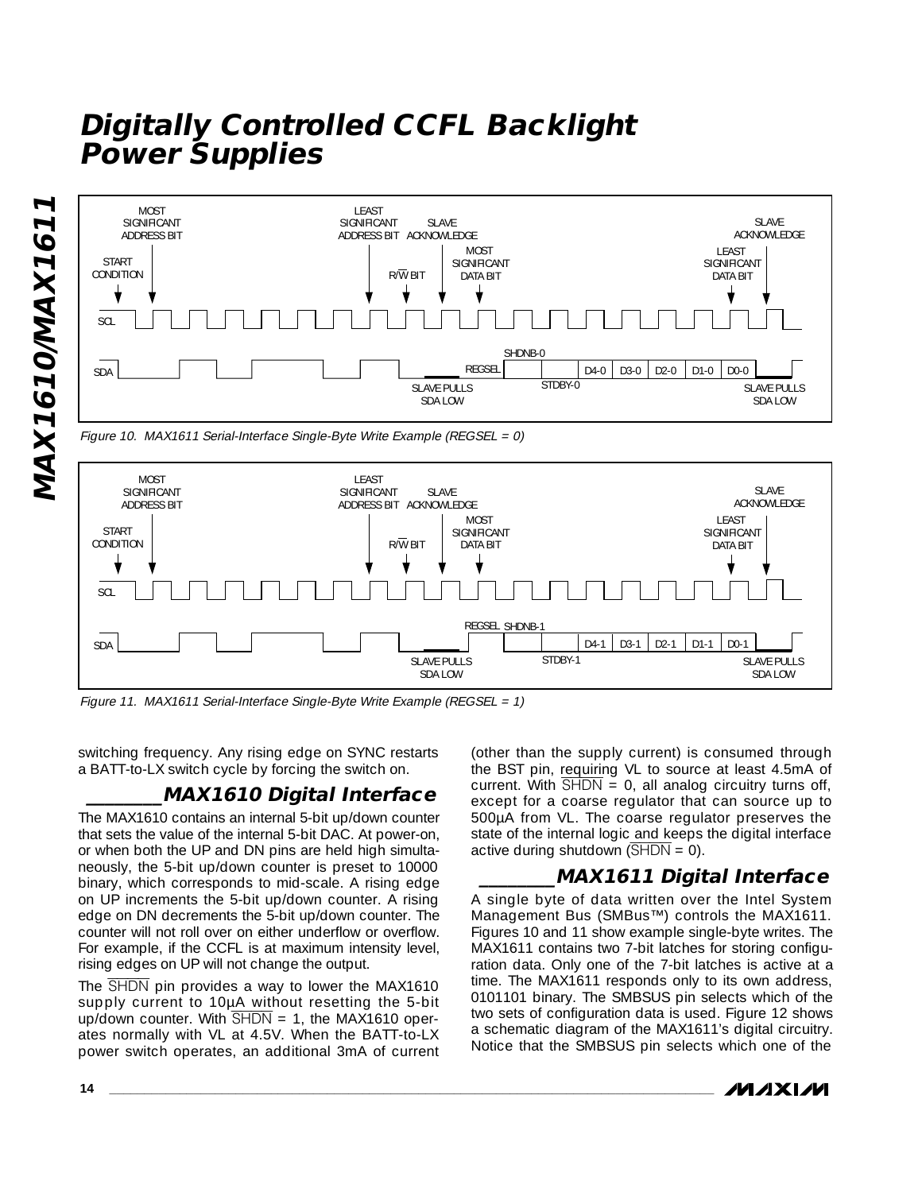Figure 10. MAX1611 Serial-Interface Single-Byte Write Example (REGSEL = 0)

Figure 11. MAX1611 Serial-Interface Single-Byte Write Example (REGSEL = 1)

switching frequency. Any rising edge on SYNC restarts a BATT-to-LX switch cycle by forcing the switch on.

## MAX1610 Digital Interface

The MAX1610 contains an internal 5-bit up/down counter that sets the value of the internal 5-bit DAC. At power-on, or when both the UP and DN pins are held high simultaneously, the 5-bit up/down counter is preset to 10000 binary, which corresponds to mid-scale. A rising edge on UP increments the 5-bit up/down counter. A rising edge on DN decrements the 5-bit up/down counter. The counter will not roll over on either underflow or overflow. For example, if the CCFL is at maximum intensity level, rising edges on UP will not change the output.

The $\overline{SHDN}$ pin provides a way to lower the MAX1610 supply current to 10µA without resetting the 5-bit up/down counter. With $\overline{SHDN}$ = 1, the MAX1610 operates normally with VL at 4.5V. When the BATT-to-LX power switch operates, an additional 3mA of current (other than the supply current) is consumed through the BST pin, requiring VL to source at least 4.5mA of current. With $\overline{SHDN}$ = 0, all analog circuitry turns off, except for a coarse regulator that can source up to 500µA from VL. The coarse regulator preserves the state of the internal logic and keeps the digital interface active during shutdown ($\overline{SHDN}$ = 0).

## MAX1611 Digital Interface

A single byte of data written over the Intel System Management Bus (SMBus™) controls the MAX1611. Figures 10 and 11 show example single-byte writes. The MAX1611 contains two 7-bit latches for storing configuration data. Only one of the 7-bit latches is active at a time. The MAX1611 responds only to its own address, 0101101 binary. The SMBSUS pin selects which of the two sets of configuration data is used. Figure 12 shows a schematic diagram of the MAX1611's digital circuitry. Notice that the SMBSUS pin selects which one of the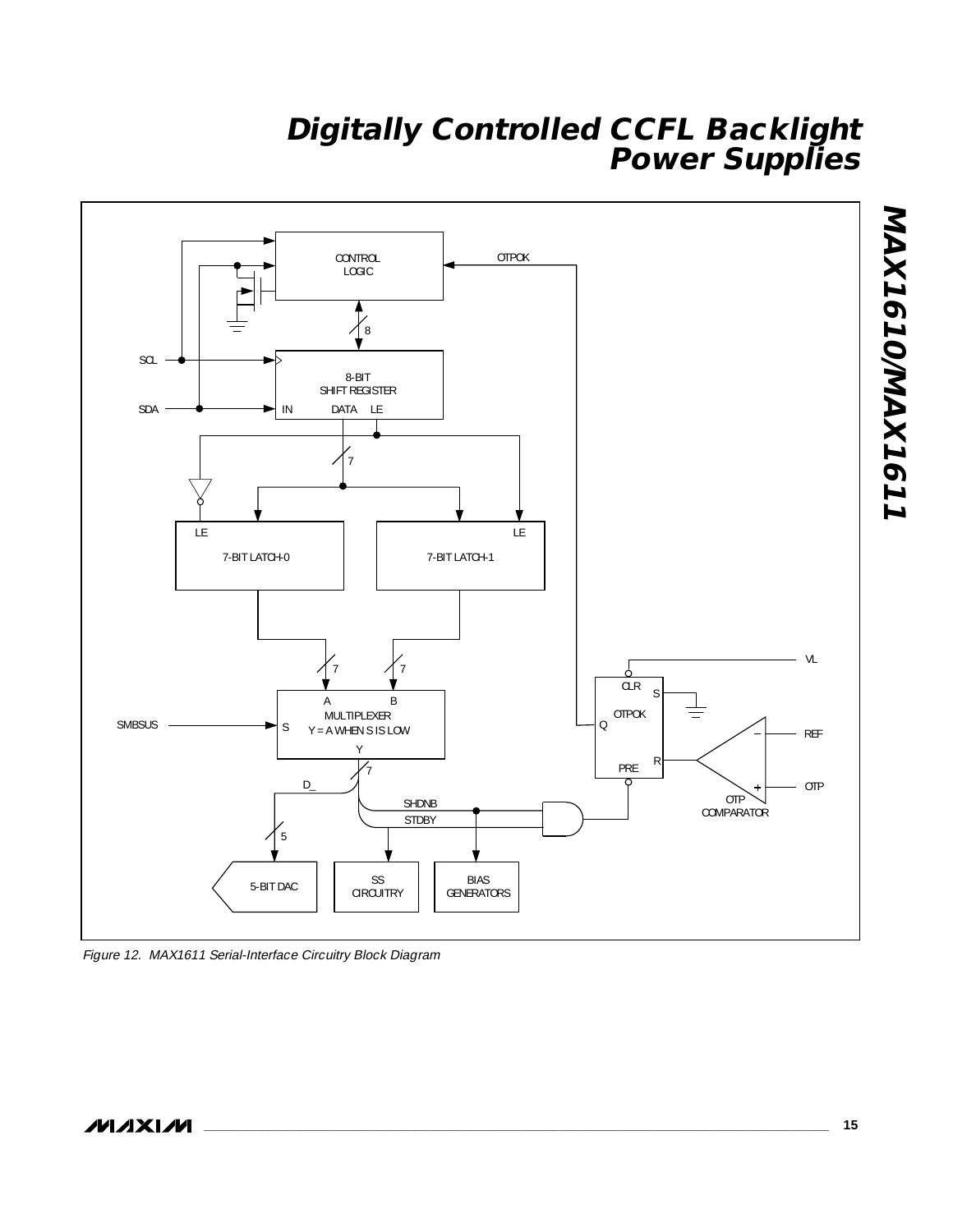*Figure 12. MAX1611 Serial-Interface Circuitry Block Diagram*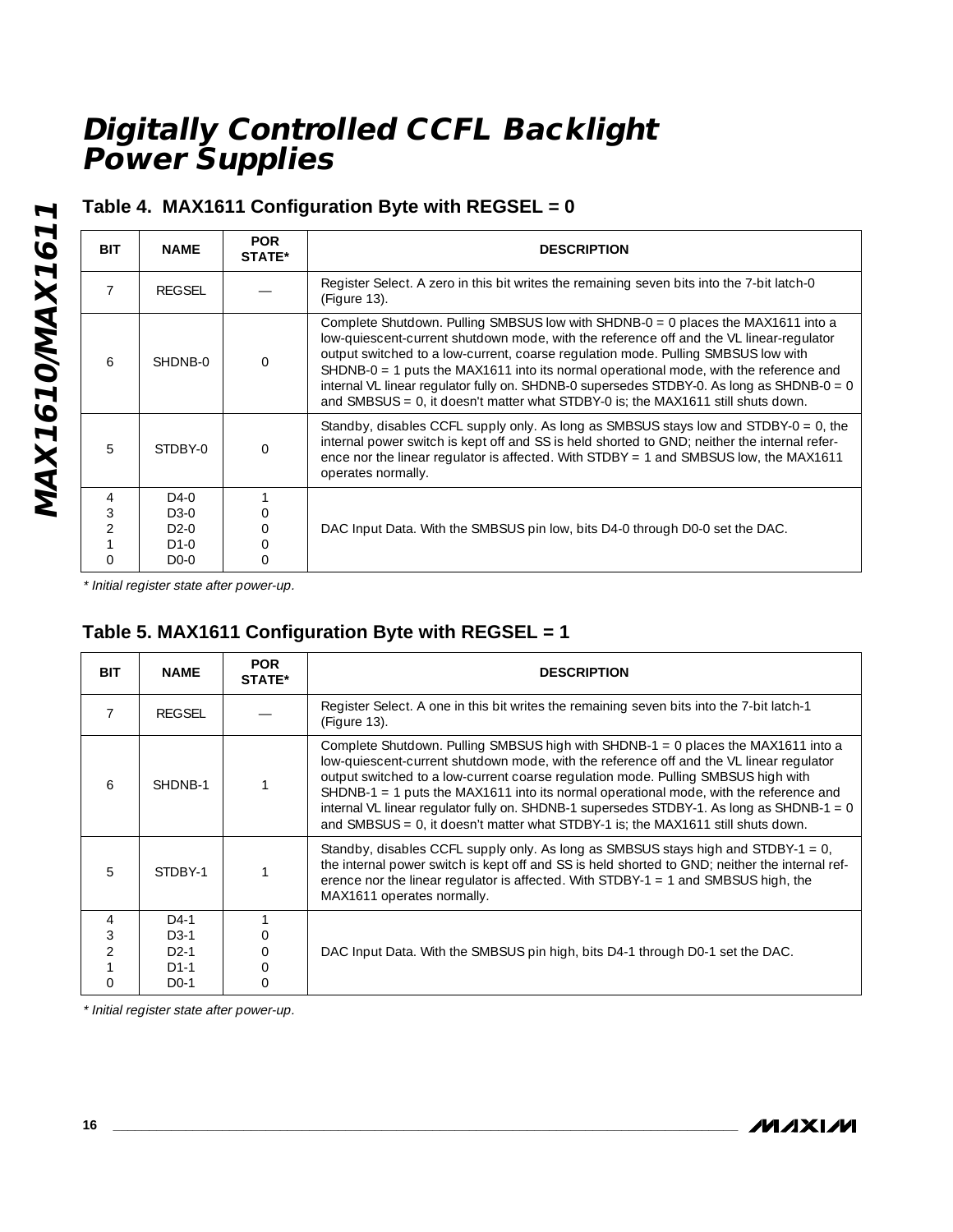## Table 4. MAX1611 Configuration Byte with REGSEL = 0

| BIT | NAME | POR STATE* | DESCRIPTION |
|---|---|---|---|
| 7 | REGSEL | — | Register Select. A zero in this bit writes the remaining seven bits into the 7-bit latch-0 (Figure 13). |
| 6 | SHDNB-0 | 0 | Complete Shutdown. Pulling SMBSUS low with SHDNB-0 = 0 places the MAX1611 into a low-quiescent-current shutdown mode, with the reference off and the VL linear-regulator output switched to a low-current, coarse regulation mode. Pulling SMBSUS low with SHDNB-0 = 1 puts the MAX1611 into its normal operational mode, with the reference and internal VL linear regulator fully on. SHDNB-0 supersedes STDBY-0. As long as SHDNB-0 = 0 and SMBSUS = 0, it doesn't matter what STDBY-0 is; the MAX1611 still shuts down. |
| 5 | STDBY-0 | 0 | Standby, disables CCFL supply only. As long as SMBSUS stays low and STDBY-0 = 0, the internal power switch is kept off and SS is held shorted to GND; neither the internal reference nor the linear regulator is affected. With STDBY = 1 and SMBSUS low, the MAX1611 operates normally. |
| 4<br>3<br>2<br>1<br>0 | D4-0<br>D3-0<br>D2-0<br>D1-0<br>D0-0 | 1<br>0<br>0<br>0<br>0 | DAC Input Data. With the SMBSUS pin low, bits D4-0 through D0-0 set the DAC. |

*\* Initial register state after power-up.*

## Table 5. MAX1611 Configuration Byte with REGSEL = 1

| BIT | NAME | POR STATE* | DESCRIPTION |
|---|---|---|---|
| 7 | REGSEL | — | Register Select. A one in this bit writes the remaining seven bits into the 7-bit latch-1 (Figure 13). |
| 6 | SHDNB-1 | 1 | Complete Shutdown. Pulling SMBSUS high with SHDNB-1 = 0 places the MAX1611 into a low-quiescent-current shutdown mode, with the reference off and the VL linear regulator output switched to a low-current coarse regulation mode. Pulling SMBSUS high with SHDNB-1 = 1 puts the MAX1611 into its normal operational mode, with the reference and internal VL linear regulator fully on. SHDNB-1 supersedes STDBY-1. As long as SHDNB-1 = 0 and SMBSUS = 0, it doesn't matter what STDBY-1 is; the MAX1611 still shuts down. |
| 5 | STDBY-1 | 1 | Standby, disables CCFL supply only. As long as SMBSUS stays high and STDBY-1 = 0, the internal power switch is kept off and SS is held shorted to GND; neither the internal reference nor the linear regulator is affected. With STDBY-1 = 1 and SMBSUS high, the MAX1611 operates normally. |
| 4<br>3<br>2<br>1<br>0 | D4-1<br>D3-1<br>D2-1<br>D1-1<br>D0-1 | 1<br>0<br>0<br>0<br>0 | DAC Input Data. With the SMBSUS pin high, bits D4-1 through D0-1 set the DAC. |

*\* Initial register state after power-up.*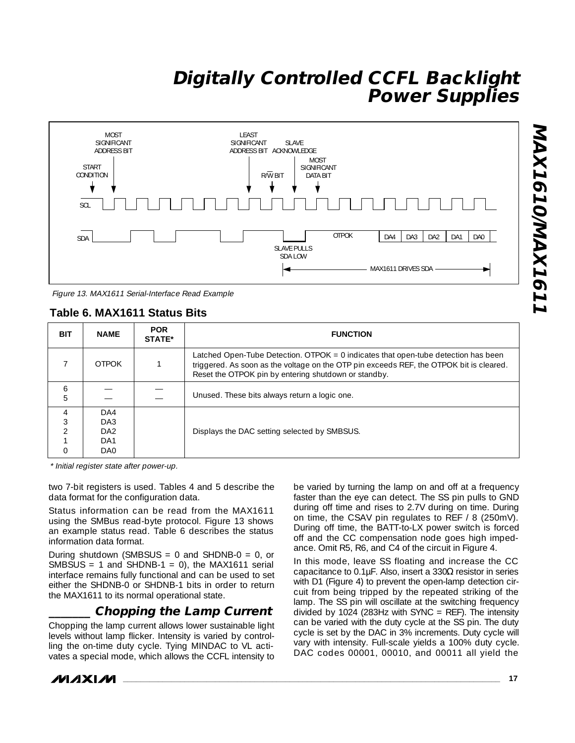MOST SIGNIFICANT ADDRESS BIT | START CONDITION | LEAST SIGNIFICANT ADDRESS BIT | R/W BIT | SLAVE ACKNOWLEDGE | MOST SIGNIFICANT DATA BIT | SCL | SDA | SLAVE PULLS SDA LOW | OTPOK | DA4 | DA3 | DA2 | DA1 | DA0 | MAX1611 DRIVES SDA

*Figure 13. MAX1611 Serial-Interface Read Example*

**Table 6. MAX1611 Status Bits**

| BIT | NAME | POR STATE* | FUNCTION |
|---|---|---|---|
| 7 | OTPOK | 1 | Latched Open-Tube Detection. OTPOK = 0 indicates that open-tube detection has been triggered. As soon as the voltage on the OTP pin exceeds REF, the OTPOK bit is cleared. Reset the OTPOK pin by entering shutdown or standby. |
| 6<br>5 | —<br>— | —<br>— | Unused. These bits always return a logic one. |
| 4<br>3<br>2<br>1<br>0 | DA4<br>DA3<br>DA2<br>DA1<br>DA0 | | Displays the DAC setting selected by SMBSUS. |

*\* Initial register state after power-up.*

two 7-bit registers is used. Tables 4 and 5 describe the data format for the configuration data.

Status information can be read from the MAX1611 using the SMBus read-byte protocol. Figure 13 shows an example status read. Table 6 describes the status information data format.

During shutdown (SMBSUS = 0 and SHDNB-0 = 0, or SMBSUS = 1 and SHDNB-1 = 0), the MAX1611 serial interface remains fully functional and can be used to set either the SHDNB-0 or SHDNB-1 bits in order to return the MAX1611 to its normal operational state.

## Chopping the Lamp Current

Chopping the lamp current allows lower sustainable light levels without lamp flicker. Intensity is varied by controlling the on-time duty cycle. Tying MINDAC to VL activates a special mode, which allows the CCFL intensity to be varied by turning the lamp on and off at a frequency faster than the eye can detect. The SS pin pulls to GND during off time and rises to 2.7V during on time. During on time, the CSAV pin regulates to REF / 8 (250mV). During off time, the BATT-to-LX power switch is forced off and the CC compensation node goes high impedance. Omit R5, R6, and C4 of the circuit in Figure 4.

In this mode, leave SS floating and increase the CC capacitance to 0.1µF. Also, insert a 330Ω resistor in series with D1 (Figure 4) to prevent the open-lamp detection circuit from being tripped by the repeated striking of the lamp. The SS pin will oscillate at the switching frequency divided by 1024 (283Hz with SYNC = REF). The intensity can be varied with the duty cycle at the SS pin. The duty cycle is set by the DAC in 3% increments. Duty cycle will vary with intensity. Full-scale yields a 100% duty cycle. DAC codes 00001, 00010, and 00011 all yield the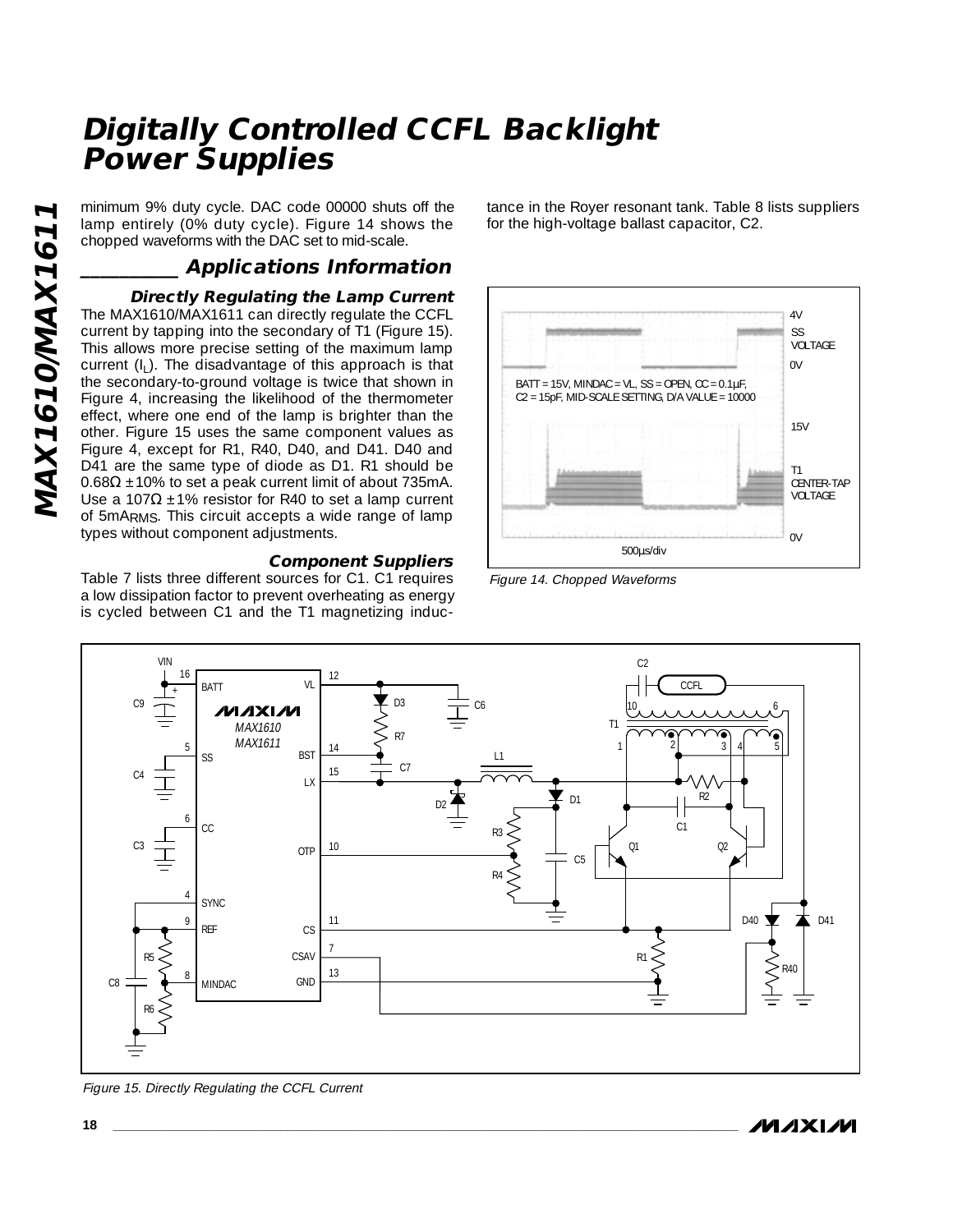minimum 9% duty cycle. DAC code 00000 shuts off the lamp entirely (0% duty cycle). Figure 14 shows the chopped waveforms with the DAC set to mid-scale.

## Applications Information

### Directly Regulating the Lamp Current

The MAX1610/MAX1611 can directly regulate the CCFL current by tapping into the secondary of T1 (Figure 15). This allows more precise setting of the maximum lamp current ($I_L$). The disadvantage of this approach is that the secondary-to-ground voltage is twice that shown in Figure 4, increasing the likelihood of the thermometer effect, where one end of the lamp is brighter than the other. Figure 15 uses the same component values as Figure 4, except for R1, R40, D40, and D41. D40 and D41 are the same type of diode as D1. R1 should be 0.68Ω ±10% to set a peak current limit of about 735mA. Use a 107Ω ±1% resistor for R40 to set a lamp current of $5mA_{RMS}$. This circuit accepts a wide range of lamp types without component adjustments.

### Component Suppliers

Table 7 lists three different sources for C1. C1 requires a low dissipation factor to prevent overheating as energy is cycled between C1 and the T1 magnetizing inductance in the Royer resonant tank. Table 8 lists suppliers for the high-voltage ballast capacitor, C2.

*Figure 14. Chopped Waveforms*

*Figure 15. Directly Regulating the CCFL Current*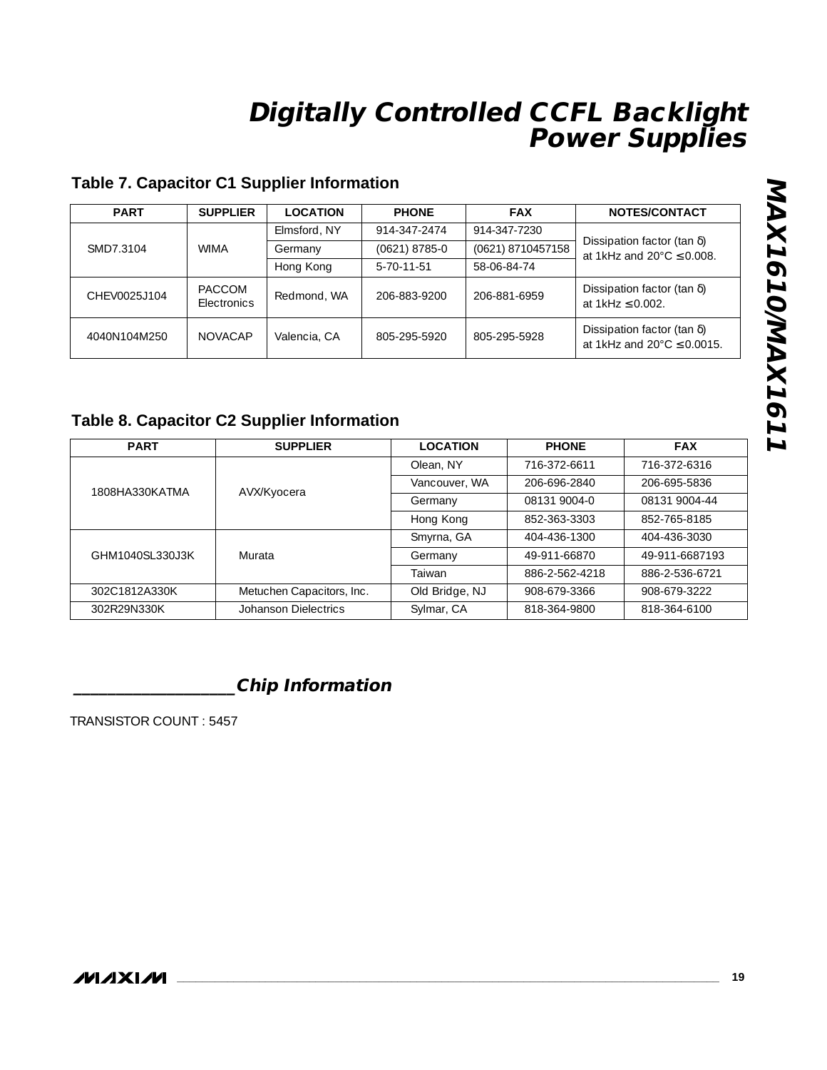## Table 7. Capacitor C1 Supplier Information

| PART | SUPPLIER | LOCATION | PHONE | FAX | NOTES/CONTACT |
|---|---|---|---|---|---|
| SMD7.3104 | WIMA | Elmsford, NY | 914-347-2474 | 914-347-7230 | Dissipation factor (tan δ) at 1kHz and 20°C ≤ 0.008. |
| | | Germany | (0621) 8785-0 | (0621) 8710457158 | |
| | | Hong Kong | 5-70-11-51 | 58-06-84-74 | |
| CHEV0025J104 | PACCOM Electronics | Redmond, WA | 206-883-9200 | 206-881-6959 | Dissipation factor (tan δ) at 1kHz ≤ 0.002. |
| 4040N104M250 | NOVACAP | Valencia, CA | 805-295-5920 | 805-295-5928 | Dissipation factor (tan δ) at 1kHz and 20°C ≤ 0.0015. |

## Table 8. Capacitor C2 Supplier Information

| PART | SUPPLIER | LOCATION | PHONE | FAX |
|---|---|---|---|---|
| 1808HA330KATMA | AVX/Kyocera | Olean, NY | 716-372-6611 | 716-372-6316 |
| | | Vancouver, WA | 206-696-2840 | 206-695-5836 |
| | | Germany | 08131 9004-0 | 08131 9004-44 |
| | | Hong Kong | 852-363-3303 | 852-765-8185 |
| GHM1040SL330J3K | Murata | Smyrna, GA | 404-436-1300 | 404-436-3030 |
| | | Germany | 49-911-66870 | 49-911-6687193 |
| | | Taiwan | 886-2-562-4218 | 886-2-536-6721 |
| 302C1812A330K | Metuchen Capacitors, Inc. | Old Bridge, NJ | 908-679-3366 | 908-679-3222 |
| 302R29N330K | Johanson Dielectrics | Sylmar, CA | 818-364-9800 | 818-364-6100 |

## Chip Information

TRANSISTOR COUNT : 5457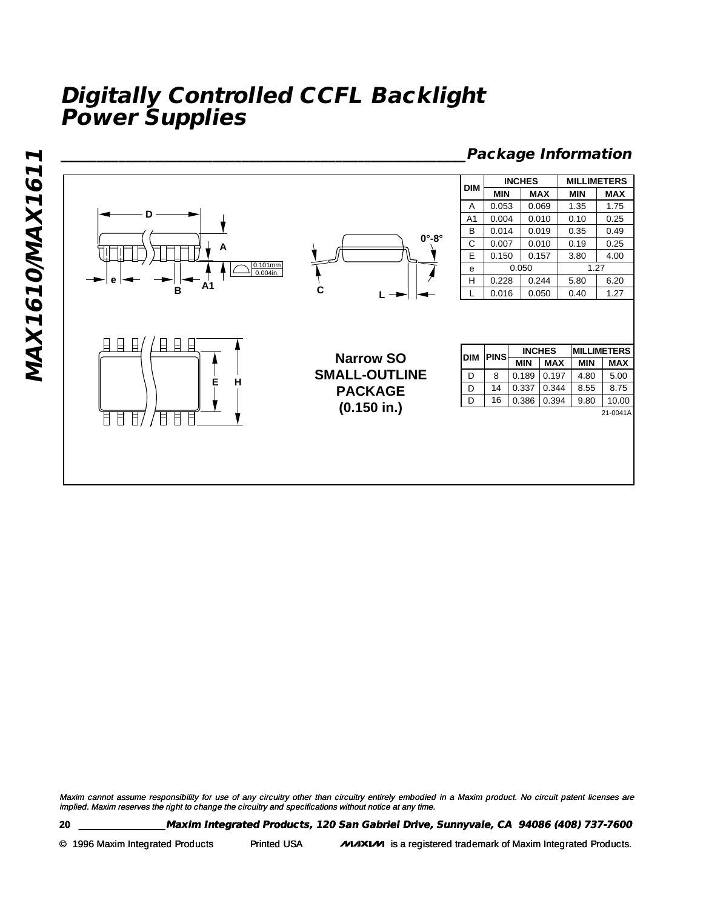## Package Information

D

A

0.101mm
0.004in.

e

B

A1

C

L

0°-8°

E

H

| DIM | INCHES | | MILLIMETERS | |
|---|---|---|---|---|
| | MIN | MAX | MIN | MAX |
| A | 0.053 | 0.069 | 1.35 | 1.75 |
| A1 | 0.004 | 0.010 | 0.10 | 0.25 |
| B | 0.014 | 0.019 | 0.35 | 0.49 |
| C | 0.007 | 0.010 | 0.19 | 0.25 |
| E | 0.150 | 0.157 | 3.80 | 4.00 |
| e | 0.050 | | 1.27 | |
| H | 0.228 | 0.244 | 5.80 | 6.20 |
| L | 0.016 | 0.050 | 0.40 | 1.27 |

**Narrow SO SMALL-OUTLINE PACKAGE (0.150 in.)**

| DIM | PINS | INCHES | | MILLIMETERS | |
|---|---|---|---|---|---|
| | | MIN | MAX | MIN | MAX |
| D | 8 | 0.189 | 0.197 | 4.80 | 5.00 |
| D | 14 | 0.337 | 0.344 | 8.55 | 8.75 |
| D | 16 | 0.386 | 0.394 | 9.80 | 10.00 |

21-0041A

*Maxim cannot assume responsibility for use of any circuitry other than circuitry entirely embodied in a Maxim product. No circuit patent licenses are implied. Maxim reserves the right to change the circuitry and specifications without notice at any time.*

***Maxim Integrated Products, 120 San Gabriel Drive, Sunnyvale, CA 94086 (408) 737-7600***

© 1996 Maxim Integrated Products Printed USA MAXIM is a registered trademark of Maxim Integrated Products.